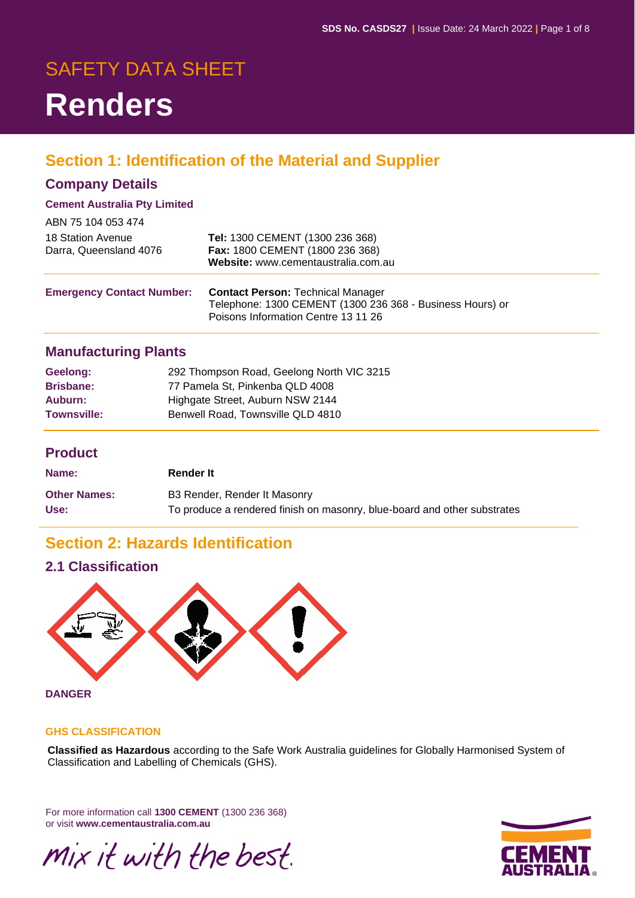SAFETY DATA SHEET

# Renders

## Section 1: Identification of the Material and Supplier

### Company Details

**Cement Australia Pty Limited**

ABN 75 104 053 474

18 Station Avenue
Darra, Queensland 4076

**Tel:** 1300 CEMENT (1300 236 368)
**Fax:** 1800 CEMENT (1800 236 368)
**Website:** www.cementaustralia.com.au

| | |
|---|---|
| **Emergency Contact Number:** | **Contact Person:** Technical Manager<br>Telephone: 1300 CEMENT (1300 236 368 - Business Hours) or<br>Poisons Information Centre 13 11 26 |

### Manufacturing Plants

| | |
|---|---|
| **Geelong:** | 292 Thompson Road, Geelong North VIC 3215 |
| **Brisbane:** | 77 Pamela St, Pinkenba QLD 4008 |
| **Auburn:** | Highgate Street, Auburn NSW 2144 |
| **Townsville:** | Benwell Road, Townsville QLD 4810 |

### Product

| | |
|---|---|
| **Name:** | **Render It** |
| **Other Names:** | B3 Render, Render It Masonry |
| **Use:** | To produce a rendered finish on masonry, blue-board and other substrates |

## Section 2: Hazards Identification

### 2.1 Classification

**DANGER**

**GHS CLASSIFICATION**

**Classified as Hazardous** according to the Safe Work Australia guidelines for Globally Harmonised System of Classification and Labelling of Chemicals (GHS).

For more information call **1300 CEMENT** (1300 236 368)
or visit **www.cementaustralia.com.au**

mix it with the best.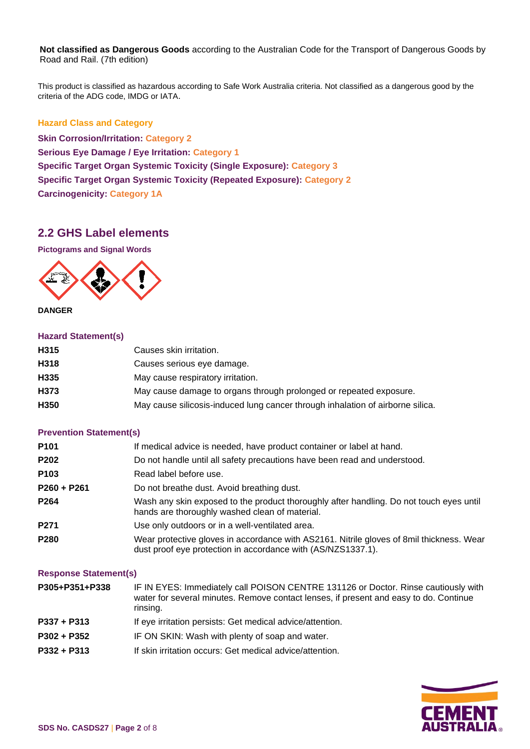**Not classified as Dangerous Goods** according to the Australian Code for the Transport of Dangerous Goods by Road and Rail. (7th edition)

This product is classified as hazardous according to Safe Work Australia criteria. Not classified as a dangerous good by the criteria of the ADG code, IMDG or IATA.

**Hazard Class and Category**

**Skin Corrosion/Irritation: Category 2**
**Serious Eye Damage / Eye Irritation: Category 1**
**Specific Target Organ Systemic Toxicity (Single Exposure): Category 3**
**Specific Target Organ Systemic Toxicity (Repeated Exposure): Category 2**
**Carcinogenicity: Category 1A**

## 2.2 GHS Label elements

**Pictograms and Signal Words**

**DANGER**

### Hazard Statement(s)

| | |
|---|---|
| **H315** | Causes skin irritation. |
| **H318** | Causes serious eye damage. |
| **H335** | May cause respiratory irritation. |
| **H373** | May cause damage to organs through prolonged or repeated exposure. |
| **H350** | May cause silicosis-induced lung cancer through inhalation of airborne silica. |

### Prevention Statement(s)

| | |
|---|---|
| **P101** | If medical advice is needed, have product container or label at hand. |
| **P202** | Do not handle until all safety precautions have been read and understood. |
| **P103** | Read label before use. |
| **P260 + P261** | Do not breathe dust. Avoid breathing dust. |
| **P264** | Wash any skin exposed to the product thoroughly after handling. Do not touch eyes until hands are thoroughly washed clean of material. |
| **P271** | Use only outdoors or in a well-ventilated area. |
| **P280** | Wear protective gloves in accordance with AS2161. Nitrile gloves of 8mil thickness. Wear dust proof eye protection in accordance with (AS/NZS1337.1). |

### Response Statement(s)

| | |
|---|---|
| **P305+P351+P338** | IF IN EYES: Immediately call POISON CENTRE 131126 or Doctor. Rinse cautiously with water for several minutes. Remove contact lenses, if present and easy to do. Continue rinsing. |
| **P337 + P313** | If eye irritation persists: Get medical advice/attention. |
| **P302 + P352** | IF ON SKIN: Wash with plenty of soap and water. |
| **P332 + P313** | If skin irritation occurs: Get medical advice/attention. |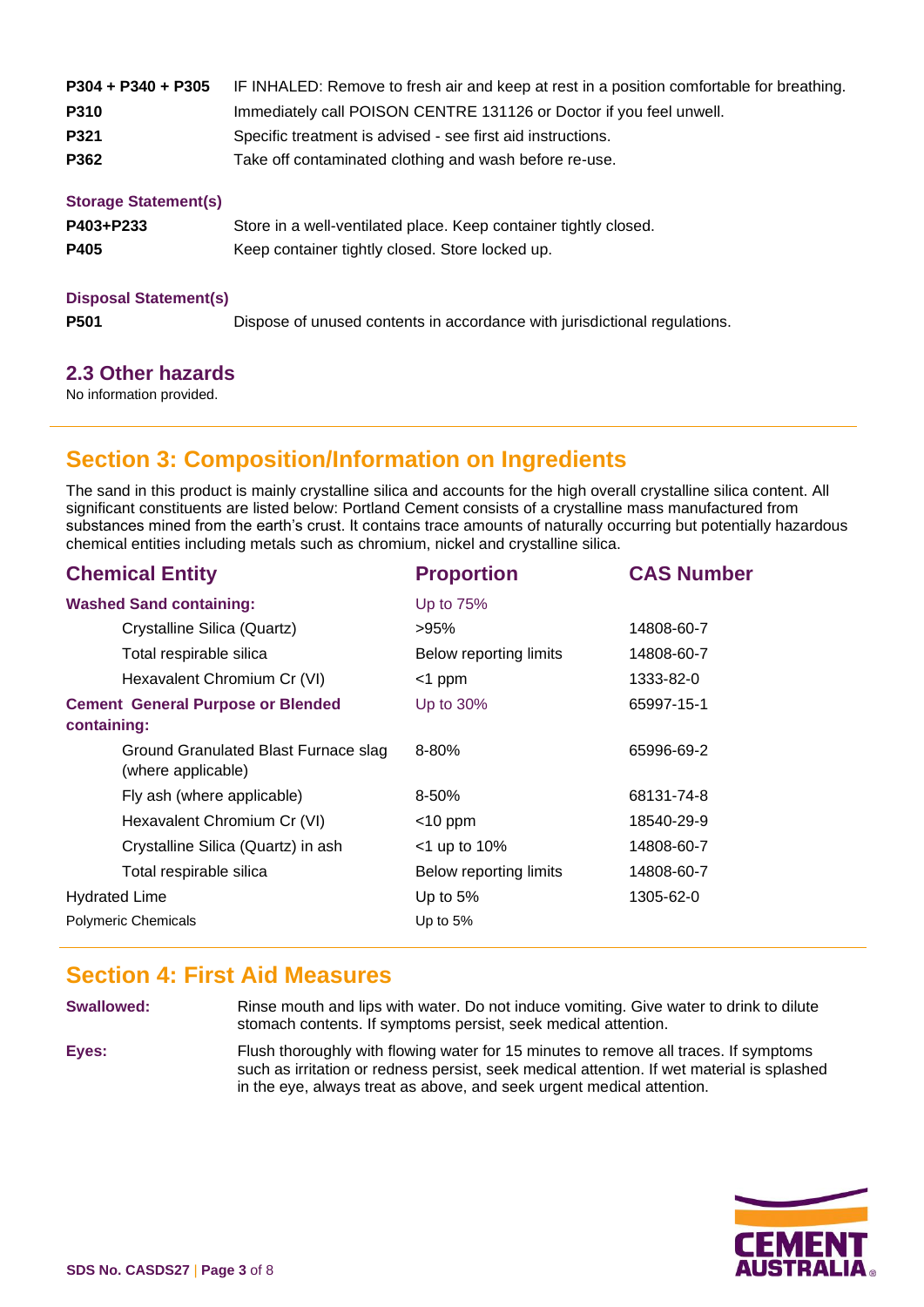| | |
|---|---|
| **P304 + P340 + P305** | IF INHALED: Remove to fresh air and keep at rest in a position comfortable for breathing. |
| **P310** | Immediately call POISON CENTRE 131126 or Doctor if you feel unwell. |
| **P321** | Specific treatment is advised - see first aid instructions. |
| **P362** | Take off contaminated clothing and wash before re-use. |

**Storage Statement(s)**

| | |
|---|---|
| **P403+P233** | Store in a well-ventilated place. Keep container tightly closed. |
| **P405** | Keep container tightly closed. Store locked up. |

**Disposal Statement(s)**

| | |
|---|---|
| **P501** | Dispose of unused contents in accordance with jurisdictional regulations. |

### 2.3 Other hazards

No information provided.

## Section 3: Composition/Information on Ingredients

The sand in this product is mainly crystalline silica and accounts for the high overall crystalline silica content. All significant constituents are listed below: Portland Cement consists of a crystalline mass manufactured from substances mined from the earth's crust. It contains trace amounts of naturally occurring but potentially hazardous chemical entities including metals such as chromium, nickel and crystalline silica.

| Chemical Entity | Proportion | CAS Number |
|---|---|---|
| **Washed Sand containing:** | Up to 75% | |
| Crystalline Silica (Quartz) | >95% | 14808-60-7 |
| Total respirable silica | Below reporting limits | 14808-60-7 |
| Hexavalent Chromium Cr (VI) | <1 ppm | 1333-82-0 |
| **Cement General Purpose or Blended containing:** | Up to 30% | 65997-15-1 |
| Ground Granulated Blast Furnace slag (where applicable) | 8-80% | 65996-69-2 |
| Fly ash (where applicable) | 8-50% | 68131-74-8 |
| Hexavalent Chromium Cr (VI) | <10 ppm | 18540-29-9 |
| Crystalline Silica (Quartz) in ash | <1 up to 10% | 14808-60-7 |
| Total respirable silica | Below reporting limits | 14808-60-7 |
| Hydrated Lime | Up to 5% | 1305-62-0 |
| Polymeric Chemicals | Up to 5% | |

## Section 4: First Aid Measures

**Swallowed:** Rinse mouth and lips with water. Do not induce vomiting. Give water to drink to dilute stomach contents. If symptoms persist, seek medical attention.

**Eyes:** Flush thoroughly with flowing water for 15 minutes to remove all traces. If symptoms such as irritation or redness persist, seek medical attention. If wet material is splashed in the eye, always treat as above, and seek urgent medical attention.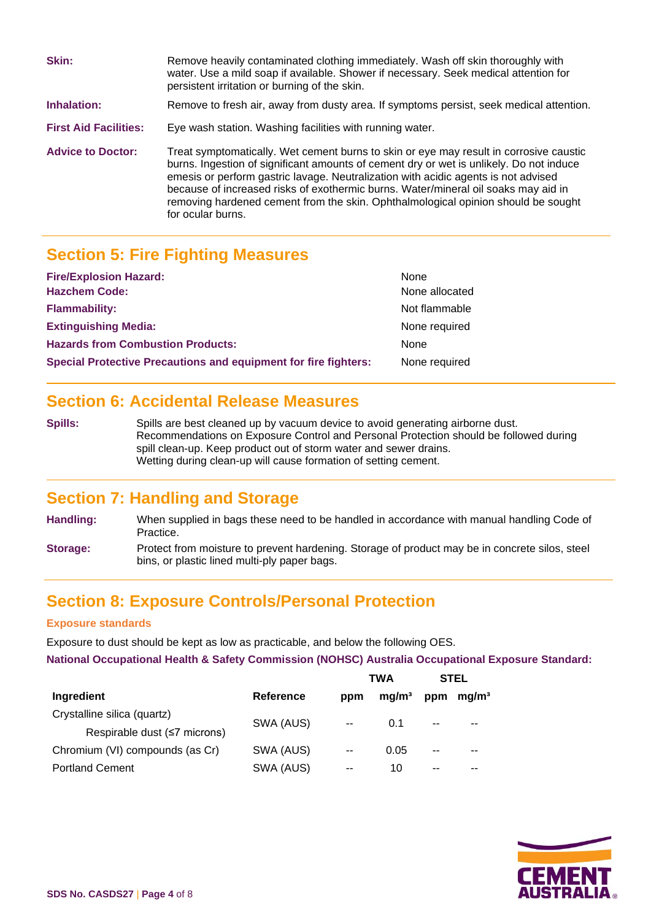**Skin:** Remove heavily contaminated clothing immediately. Wash off skin thoroughly with water. Use a mild soap if available. Shower if necessary. Seek medical attention for persistent irritation or burning of the skin.

**Inhalation:** Remove to fresh air, away from dusty area. If symptoms persist, seek medical attention.

**First Aid Facilities:** Eye wash station. Washing facilities with running water.

**Advice to Doctor:** Treat symptomatically. Wet cement burns to skin or eye may result in corrosive caustic burns. Ingestion of significant amounts of cement dry or wet is unlikely. Do not induce emesis or perform gastric lavage. Neutralization with acidic agents is not advised because of increased risks of exothermic burns. Water/mineral oil soaks may aid in removing hardened cement from the skin. Ophthalmological opinion should be sought for ocular burns.

## Section 5: Fire Fighting Measures

| | |
|---|---|
| **Fire/Explosion Hazard:** | None |
| **Hazchem Code:** | None allocated |
| **Flammability:** | Not flammable |
| **Extinguishing Media:** | None required |
| **Hazards from Combustion Products:** | None |
| **Special Protective Precautions and equipment for fire fighters:** | None required |

## Section 6: Accidental Release Measures

**Spills:** Spills are best cleaned up by vacuum device to avoid generating airborne dust. Recommendations on Exposure Control and Personal Protection should be followed during spill clean-up. Keep product out of storm water and sewer drains.
Wetting during clean-up will cause formation of setting cement.

## Section 7: Handling and Storage

**Handling:** When supplied in bags these need to be handled in accordance with manual handling Code of Practice.

**Storage:** Protect from moisture to prevent hardening. Storage of product may be in concrete silos, steel bins, or plastic lined multi-ply paper bags.

## Section 8: Exposure Controls/Personal Protection

### Exposure standards

Exposure to dust should be kept as low as practicable, and below the following OES.

**National Occupational Health & Safety Commission (NOHSC) Australia Occupational Exposure Standard:**

| Ingredient | Reference | TWA ppm | TWA mg/m³ | STEL ppm | STEL mg/m³ |
|---|---|---|---|---|---|
| Crystalline silica (quartz) Respirable dust (≤7 microns) | SWA (AUS) | -- | 0.1 | -- | -- |
| Chromium (VI) compounds (as Cr) | SWA (AUS) | -- | 0.05 | -- | -- |
| Portland Cement | SWA (AUS) | -- | 10 | -- | -- |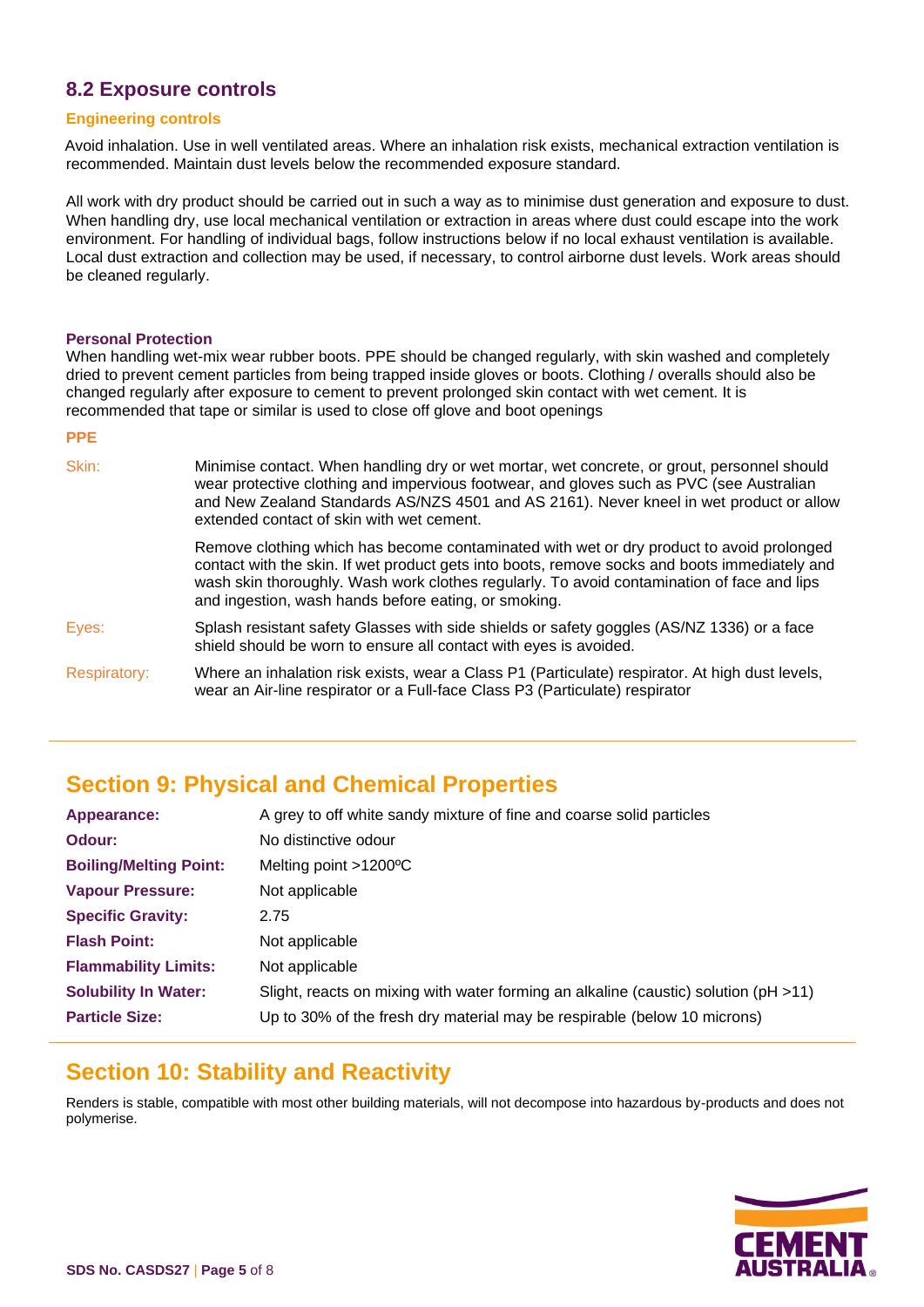## 8.2 Exposure controls

### Engineering controls

Avoid inhalation. Use in well ventilated areas. Where an inhalation risk exists, mechanical extraction ventilation is recommended. Maintain dust levels below the recommended exposure standard.

All work with dry product should be carried out in such a way as to minimise dust generation and exposure to dust. When handling dry, use local mechanical ventilation or extraction in areas where dust could escape into the work environment. For handling of individual bags, follow instructions below if no local exhaust ventilation is available. Local dust extraction and collection may be used, if necessary, to control airborne dust levels. Work areas should be cleaned regularly.

### Personal Protection

When handling wet-mix wear rubber boots. PPE should be changed regularly, with skin washed and completely dried to prevent cement particles from being trapped inside gloves or boots. Clothing / overalls should also be changed regularly after exposure to cement to prevent prolonged skin contact with wet cement. It is recommended that tape or similar is used to close off glove and boot openings

### PPE

**Skin:** Minimise contact. When handling dry or wet mortar, wet concrete, or grout, personnel should wear protective clothing and impervious footwear, and gloves such as PVC (see Australian and New Zealand Standards AS/NZS 4501 and AS 2161). Never kneel in wet product or allow extended contact of skin with wet cement.

Remove clothing which has become contaminated with wet or dry product to avoid prolonged contact with the skin. If wet product gets into boots, remove socks and boots immediately and wash skin thoroughly. Wash work clothes regularly. To avoid contamination of face and lips and ingestion, wash hands before eating, or smoking.

**Eyes:** Splash resistant safety Glasses with side shields or safety goggles (AS/NZ 1336) or a face shield should be worn to ensure all contact with eyes is avoided.

**Respiratory:** Where an inhalation risk exists, wear a Class P1 (Particulate) respirator. At high dust levels, wear an Air-line respirator or a Full-face Class P3 (Particulate) respirator

## Section 9: Physical and Chemical Properties

| | |
|---|---|
| **Appearance:** | A grey to off white sandy mixture of fine and coarse solid particles |
| **Odour:** | No distinctive odour |
| **Boiling/Melting Point:** | Melting point >1200ºC |
| **Vapour Pressure:** | Not applicable |
| **Specific Gravity:** | 2.75 |
| **Flash Point:** | Not applicable |
| **Flammability Limits:** | Not applicable |
| **Solubility In Water:** | Slight, reacts on mixing with water forming an alkaline (caustic) solution (pH >11) |
| **Particle Size:** | Up to 30% of the fresh dry material may be respirable (below 10 microns) |

## Section 10: Stability and Reactivity

Renders is stable, compatible with most other building materials, will not decompose into hazardous by-products and does not polymerise.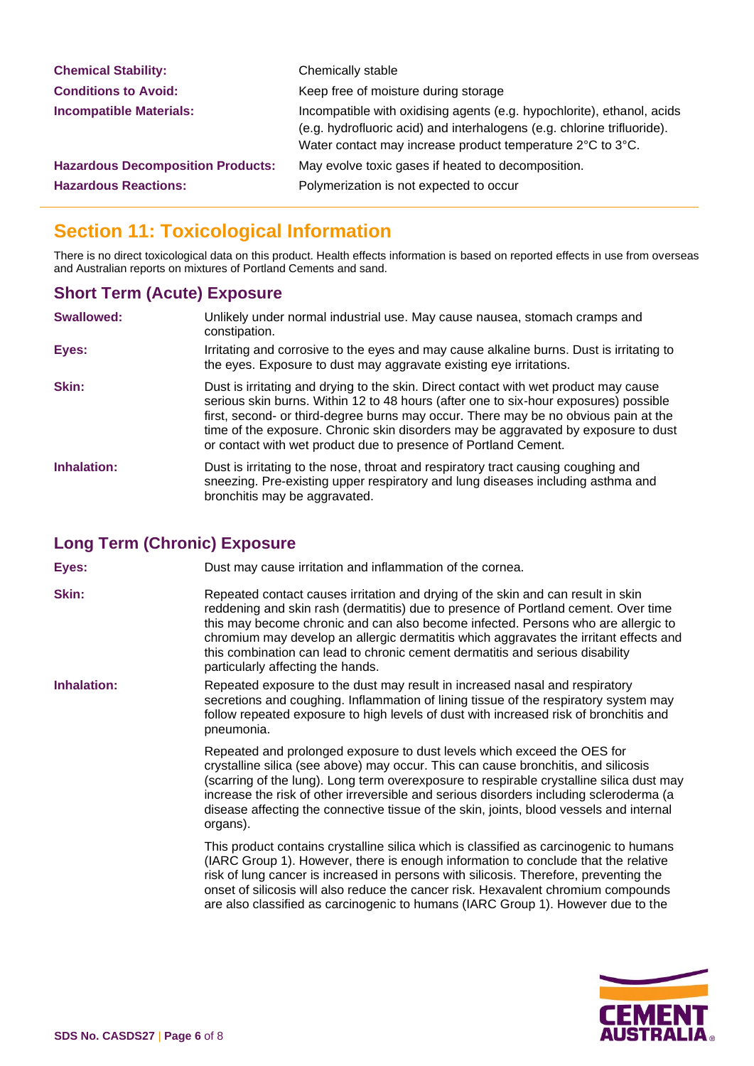| | |
|---|---|
| **Chemical Stability:** | Chemically stable |
| **Conditions to Avoid:** | Keep free of moisture during storage |
| **Incompatible Materials:** | Incompatible with oxidising agents (e.g. hypochlorite), ethanol, acids (e.g. hydrofluoric acid) and interhalogens (e.g. chlorine trifluoride). Water contact may increase product temperature 2°C to 3°C. |
| **Hazardous Decomposition Products:** | May evolve toxic gases if heated to decomposition. |
| **Hazardous Reactions:** | Polymerization is not expected to occur |

## Section 11: Toxicological Information

There is no direct toxicological data on this product. Health effects information is based on reported effects in use from overseas and Australian reports on mixtures of Portland Cements and sand.

### Short Term (Acute) Exposure

**Swallowed:** Unlikely under normal industrial use. May cause nausea, stomach cramps and constipation.

**Eyes:** Irritating and corrosive to the eyes and may cause alkaline burns. Dust is irritating to the eyes. Exposure to dust may aggravate existing eye irritations.

**Skin:** Dust is irritating and drying to the skin. Direct contact with wet product may cause serious skin burns. Within 12 to 48 hours (after one to six-hour exposures) possible first, second- or third-degree burns may occur. There may be no obvious pain at the time of the exposure. Chronic skin disorders may be aggravated by exposure to dust or contact with wet product due to presence of Portland Cement.

**Inhalation:** Dust is irritating to the nose, throat and respiratory tract causing coughing and sneezing. Pre-existing upper respiratory and lung diseases including asthma and bronchitis may be aggravated.

### Long Term (Chronic) Exposure

**Eyes:** Dust may cause irritation and inflammation of the cornea.

**Skin:** Repeated contact causes irritation and drying of the skin and can result in skin reddening and skin rash (dermatitis) due to presence of Portland cement. Over time this may become chronic and can also become infected. Persons who are allergic to chromium may develop an allergic dermatitis which aggravates the irritant effects and this combination can lead to chronic cement dermatitis and serious disability particularly affecting the hands.

**Inhalation:** Repeated exposure to the dust may result in increased nasal and respiratory secretions and coughing. Inflammation of lining tissue of the respiratory system may follow repeated exposure to high levels of dust with increased risk of bronchitis and pneumonia.

Repeated and prolonged exposure to dust levels which exceed the OES for crystalline silica (see above) may occur. This can cause bronchitis, and silicosis (scarring of the lung). Long term overexposure to respirable crystalline silica dust may increase the risk of other irreversible and serious disorders including scleroderma (a disease affecting the connective tissue of the skin, joints, blood vessels and internal organs).

This product contains crystalline silica which is classified as carcinogenic to humans (IARC Group 1). However, there is enough information to conclude that the relative risk of lung cancer is increased in persons with silicosis. Therefore, preventing the onset of silicosis will also reduce the cancer risk. Hexavalent chromium compounds are also classified as carcinogenic to humans (IARC Group 1). However due to the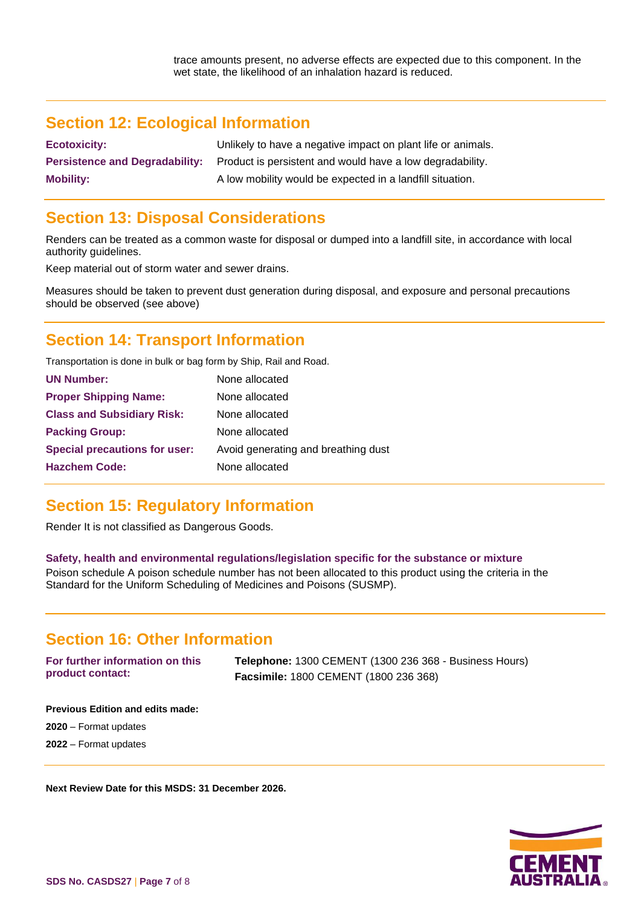trace amounts present, no adverse effects are expected due to this component. In the wet state, the likelihood of an inhalation hazard is reduced.

## Section 12: Ecological Information

| | |
|---|---|
| **Ecotoxicity:** | Unlikely to have a negative impact on plant life or animals. |
| **Persistence and Degradability:** | Product is persistent and would have a low degradability. |
| **Mobility:** | A low mobility would be expected in a landfill situation. |

## Section 13: Disposal Considerations

Renders can be treated as a common waste for disposal or dumped into a landfill site, in accordance with local authority guidelines.

Keep material out of storm water and sewer drains.

Measures should be taken to prevent dust generation during disposal, and exposure and personal precautions should be observed (see above)

## Section 14: Transport Information

Transportation is done in bulk or bag form by Ship, Rail and Road.

| | |
|---|---|
| **UN Number:** | None allocated |
| **Proper Shipping Name:** | None allocated |
| **Class and Subsidiary Risk:** | None allocated |
| **Packing Group:** | None allocated |
| **Special precautions for user:** | Avoid generating and breathing dust |
| **Hazchem Code:** | None allocated |

## Section 15: Regulatory Information

Render It is not classified as Dangerous Goods.

**Safety, health and environmental regulations/legislation specific for the substance or mixture**

Poison schedule A poison schedule number has not been allocated to this product using the criteria in the Standard for the Uniform Scheduling of Medicines and Poisons (SUSMP).

## Section 16: Other Information

| | |
|---|---|
| **For further information on this product contact:** | **Telephone:** 1300 CEMENT (1300 236 368 - Business Hours)<br>**Facsimile:** 1800 CEMENT (1800 236 368) |

**Previous Edition and edits made:**

**2020** – Format updates

**2022** – Format updates

**Next Review Date for this MSDS: 31 December 2026.**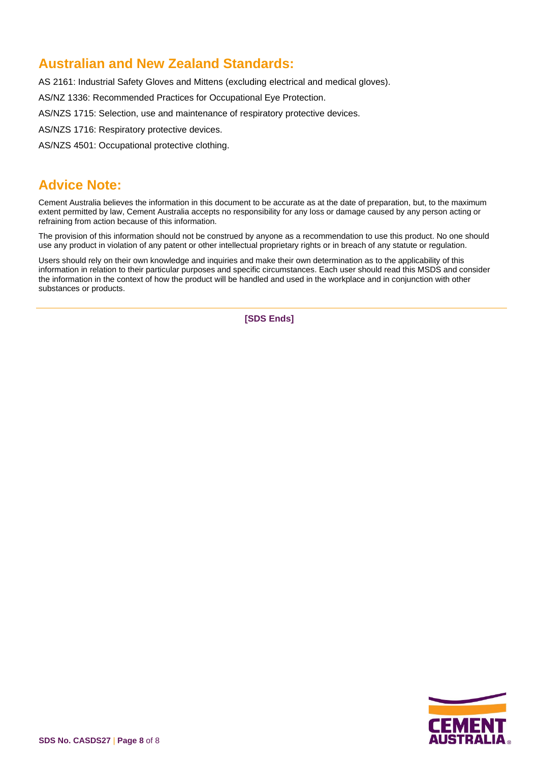## Australian and New Zealand Standards:

AS 2161: Industrial Safety Gloves and Mittens (excluding electrical and medical gloves).

AS/NZ 1336: Recommended Practices for Occupational Eye Protection.

AS/NZS 1715: Selection, use and maintenance of respiratory protective devices.

AS/NZS 1716: Respiratory protective devices.

AS/NZS 4501: Occupational protective clothing.

## Advice Note:

Cement Australia believes the information in this document to be accurate as at the date of preparation, but, to the maximum extent permitted by law, Cement Australia accepts no responsibility for any loss or damage caused by any person acting or refraining from action because of this information.

The provision of this information should not be construed by anyone as a recommendation to use this product. No one should use any product in violation of any patent or other intellectual proprietary rights or in breach of any statute or regulation.

Users should rely on their own knowledge and inquiries and make their own determination as to the applicability of this information in relation to their particular purposes and specific circumstances. Each user should read this MSDS and consider the information in the context of how the product will be handled and used in the workplace and in conjunction with other substances or products.

---

**[SDS Ends]**